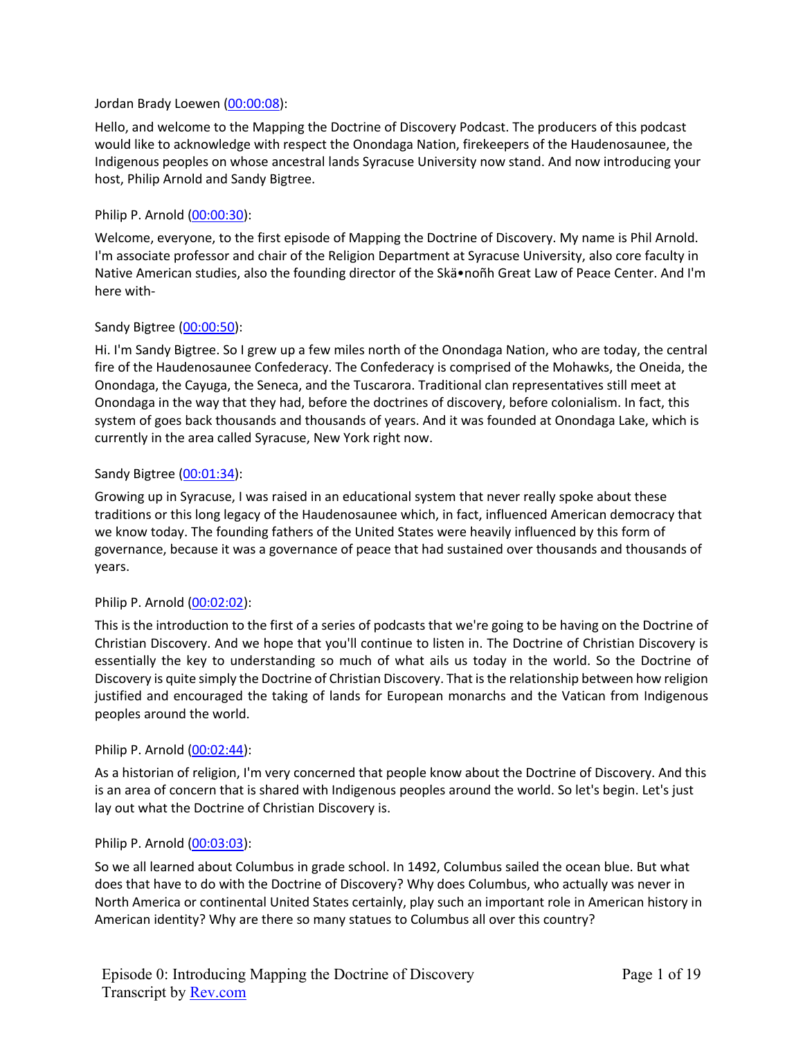Jordan Brady Loewen (00:00:08):

Hello, and welcome to the Mapping the Doctrine of Discovery Podcast. The producers of this podcast would like to acknowledge with respect the Onondaga Nation, firekeepers of the Haudenosaunee, the Indigenous peoples on whose ancestral lands Syracuse University now stand. And now introducing your host, Philip Arnold and Sandy Bigtree.

Philip P. Arnold (00:00:30):

Welcome, everyone, to the first episode of Mapping the Doctrine of Discovery. My name is Phil Arnold. I'm associate professor and chair of the Religion Department at Syracuse University, also core faculty in Native American studies, also the founding director of the Skä•noñh Great Law of Peace Center. And I'm here with-

Sandy Bigtree (00:00:50):

Hi. I'm Sandy Bigtree. So I grew up a few miles north of the Onondaga Nation, who are today, the central fire of the Haudenosaunee Confederacy. The Confederacy is comprised of the Mohawks, the Oneida, the Onondaga, the Cayuga, the Seneca, and the Tuscarora. Traditional clan representatives still meet at Onondaga in the way that they had, before the doctrines of discovery, before colonialism. In fact, this system of goes back thousands and thousands of years. And it was founded at Onondaga Lake, which is currently in the area called Syracuse, New York right now.

Sandy Bigtree (00:01:34):

Growing up in Syracuse, I was raised in an educational system that never really spoke about these traditions or this long legacy of the Haudenosaunee which, in fact, influenced American democracy that we know today. The founding fathers of the United States were heavily influenced by this form of governance, because it was a governance of peace that had sustained over thousands and thousands of years.

Philip P. Arnold (00:02:02):

This is the introduction to the first of a series of podcasts that we're going to be having on the Doctrine of Christian Discovery. And we hope that you'll continue to listen in. The Doctrine of Christian Discovery is essentially the key to understanding so much of what ails us today in the world. So the Doctrine of Discovery is quite simply the Doctrine of Christian Discovery. That is the relationship between how religion justified and encouraged the taking of lands for European monarchs and the Vatican from Indigenous peoples around the world.

Philip P. Arnold (00:02:44):

As a historian of religion, I'm very concerned that people know about the Doctrine of Discovery. And this is an area of concern that is shared with Indigenous peoples around the world. So let's begin. Let's just lay out what the Doctrine of Christian Discovery is.

Philip P. Arnold (00:03:03):

So we all learned about Columbus in grade school. In 1492, Columbus sailed the ocean blue. But what does that have to do with the Doctrine of Discovery? Why does Columbus, who actually was never in North America or continental United States certainly, play such an important role in American history in American identity? Why are there so many statues to Columbus all over this country?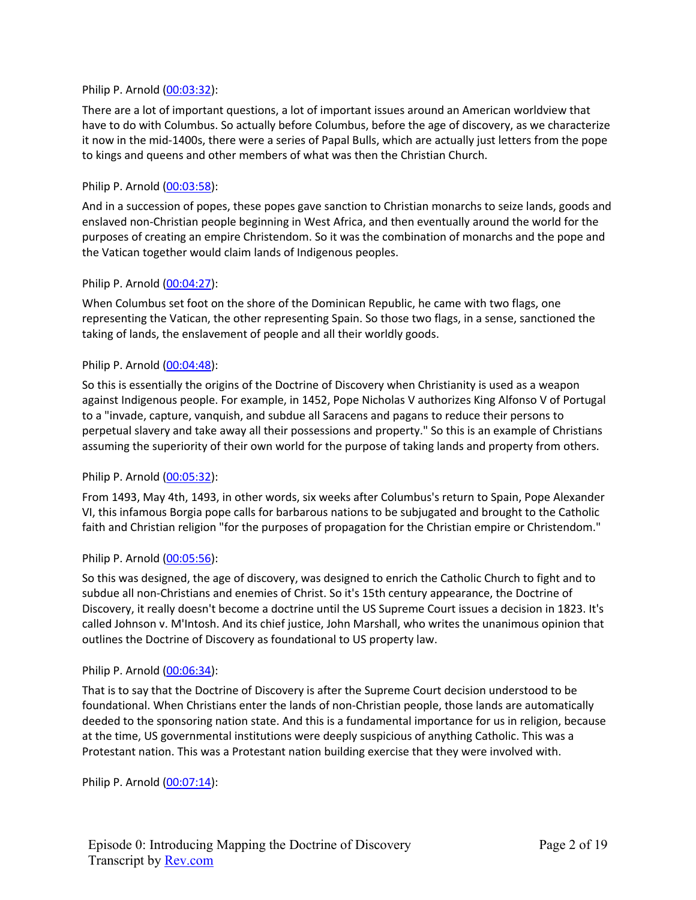Philip P. Arnold ([00:03:32](#)):

There are a lot of important questions, a lot of important issues around an American worldview that have to do with Columbus. So actually before Columbus, before the age of discovery, as we characterize it now in the mid-1400s, there were a series of Papal Bulls, which are actually just letters from the pope to kings and queens and other members of what was then the Christian Church.

Philip P. Arnold ([00:03:58](#)):

And in a succession of popes, these popes gave sanction to Christian monarchs to seize lands, goods and enslaved non-Christian people beginning in West Africa, and then eventually around the world for the purposes of creating an empire Christendom. So it was the combination of monarchs and the pope and the Vatican together would claim lands of Indigenous peoples.

Philip P. Arnold ([00:04:27](#)):

When Columbus set foot on the shore of the Dominican Republic, he came with two flags, one representing the Vatican, the other representing Spain. So those two flags, in a sense, sanctioned the taking of lands, the enslavement of people and all their worldly goods.

Philip P. Arnold ([00:04:48](#)):

So this is essentially the origins of the Doctrine of Discovery when Christianity is used as a weapon against Indigenous people. For example, in 1452, Pope Nicholas V authorizes King Alfonso V of Portugal to a "invade, capture, vanquish, and subdue all Saracens and pagans to reduce their persons to perpetual slavery and take away all their possessions and property." So this is an example of Christians assuming the superiority of their own world for the purpose of taking lands and property from others.

Philip P. Arnold ([00:05:32](#)):

From 1493, May 4th, 1493, in other words, six weeks after Columbus's return to Spain, Pope Alexander VI, this infamous Borgia pope calls for barbarous nations to be subjugated and brought to the Catholic faith and Christian religion "for the purposes of propagation for the Christian empire or Christendom."

Philip P. Arnold ([00:05:56](#)):

So this was designed, the age of discovery, was designed to enrich the Catholic Church to fight and to subdue all non-Christians and enemies of Christ. So it's 15th century appearance, the Doctrine of Discovery, it really doesn't become a doctrine until the US Supreme Court issues a decision in 1823. It's called Johnson v. M'Intosh. And its chief justice, John Marshall, who writes the unanimous opinion that outlines the Doctrine of Discovery as foundational to US property law.

Philip P. Arnold ([00:06:34](#)):

That is to say that the Doctrine of Discovery is after the Supreme Court decision understood to be foundational. When Christians enter the lands of non-Christian people, those lands are automatically deeded to the sponsoring nation state. And this is a fundamental importance for us in religion, because at the time, US governmental institutions were deeply suspicious of anything Catholic. This was a Protestant nation. This was a Protestant nation building exercise that they were involved with.

Philip P. Arnold ([00:07:14](#)):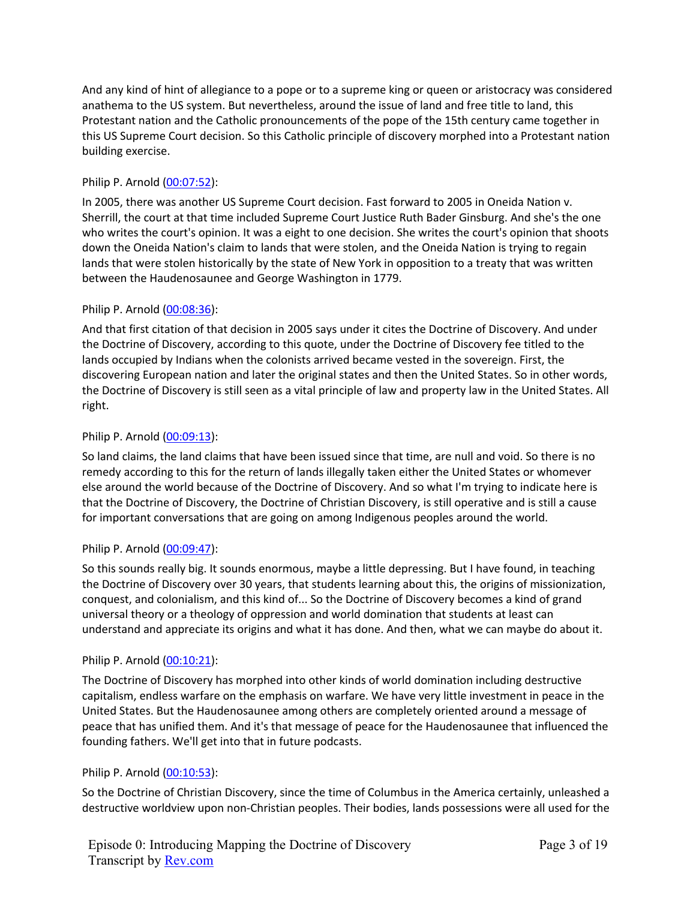And any kind of hint of allegiance to a pope or to a supreme king or queen or aristocracy was considered anathema to the US system. But nevertheless, around the issue of land and free title to land, this Protestant nation and the Catholic pronouncements of the pope of the 15th century came together in this US Supreme Court decision. So this Catholic principle of discovery morphed into a Protestant nation building exercise.

Philip P. Arnold ([00:07:52]()):

In 2005, there was another US Supreme Court decision. Fast forward to 2005 in Oneida Nation v. Sherrill, the court at that time included Supreme Court Justice Ruth Bader Ginsburg. And she's the one who writes the court's opinion. It was a eight to one decision. She writes the court's opinion that shoots down the Oneida Nation's claim to lands that were stolen, and the Oneida Nation is trying to regain lands that were stolen historically by the state of New York in opposition to a treaty that was written between the Haudenosaunee and George Washington in 1779.

Philip P. Arnold ([00:08:36]()):

And that first citation of that decision in 2005 says under it cites the Doctrine of Discovery. And under the Doctrine of Discovery, according to this quote, under the Doctrine of Discovery fee titled to the lands occupied by Indians when the colonists arrived became vested in the sovereign. First, the discovering European nation and later the original states and then the United States. So in other words, the Doctrine of Discovery is still seen as a vital principle of law and property law in the United States. All right.

Philip P. Arnold ([00:09:13]()):

So land claims, the land claims that have been issued since that time, are null and void. So there is no remedy according to this for the return of lands illegally taken either the United States or whomever else around the world because of the Doctrine of Discovery. And so what I'm trying to indicate here is that the Doctrine of Discovery, the Doctrine of Christian Discovery, is still operative and is still a cause for important conversations that are going on among Indigenous peoples around the world.

Philip P. Arnold ([00:09:47]()):

So this sounds really big. It sounds enormous, maybe a little depressing. But I have found, in teaching the Doctrine of Discovery over 30 years, that students learning about this, the origins of missionization, conquest, and colonialism, and this kind of... So the Doctrine of Discovery becomes a kind of grand universal theory or a theology of oppression and world domination that students at least can understand and appreciate its origins and what it has done. And then, what we can maybe do about it.

Philip P. Arnold ([00:10:21]()):

The Doctrine of Discovery has morphed into other kinds of world domination including destructive capitalism, endless warfare on the emphasis on warfare. We have very little investment in peace in the United States. But the Haudenosaunee among others are completely oriented around a message of peace that has unified them. And it's that message of peace for the Haudenosaunee that influenced the founding fathers. We'll get into that in future podcasts.

Philip P. Arnold ([00:10:53]()):

So the Doctrine of Christian Discovery, since the time of Columbus in the America certainly, unleashed a destructive worldview upon non-Christian peoples. Their bodies, lands possessions were all used for the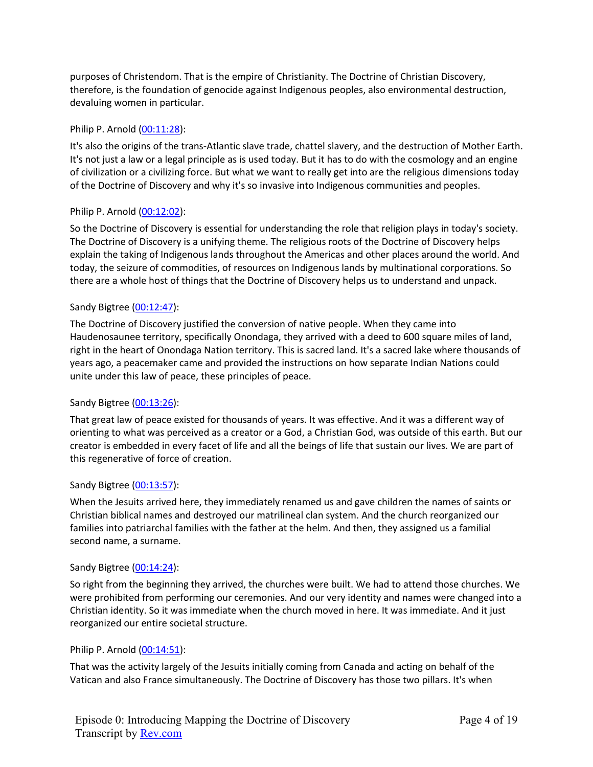purposes of Christendom. That is the empire of Christianity. The Doctrine of Christian Discovery, therefore, is the foundation of genocide against Indigenous peoples, also environmental destruction, devaluing women in particular.

Philip P. Arnold ([00:11:28]):

It's also the origins of the trans-Atlantic slave trade, chattel slavery, and the destruction of Mother Earth. It's not just a law or a legal principle as is used today. But it has to do with the cosmology and an engine of civilization or a civilizing force. But what we want to really get into are the religious dimensions today of the Doctrine of Discovery and why it's so invasive into Indigenous communities and peoples.

Philip P. Arnold ([00:12:02]):

So the Doctrine of Discovery is essential for understanding the role that religion plays in today's society. The Doctrine of Discovery is a unifying theme. The religious roots of the Doctrine of Discovery helps explain the taking of Indigenous lands throughout the Americas and other places around the world. And today, the seizure of commodities, of resources on Indigenous lands by multinational corporations. So there are a whole host of things that the Doctrine of Discovery helps us to understand and unpack.

Sandy Bigtree ([00:12:47]):

The Doctrine of Discovery justified the conversion of native people. When they came into Haudenosaunee territory, specifically Onondaga, they arrived with a deed to 600 square miles of land, right in the heart of Onondaga Nation territory. This is sacred land. It's a sacred lake where thousands of years ago, a peacemaker came and provided the instructions on how separate Indian Nations could unite under this law of peace, these principles of peace.

Sandy Bigtree ([00:13:26]):

That great law of peace existed for thousands of years. It was effective. And it was a different way of orienting to what was perceived as a creator or a God, a Christian God, was outside of this earth. But our creator is embedded in every facet of life and all the beings of life that sustain our lives. We are part of this regenerative of force of creation.

Sandy Bigtree ([00:13:57]):

When the Jesuits arrived here, they immediately renamed us and gave children the names of saints or Christian biblical names and destroyed our matrilineal clan system. And the church reorganized our families into patriarchal families with the father at the helm. And then, they assigned us a familial second name, a surname.

Sandy Bigtree ([00:14:24]):

So right from the beginning they arrived, the churches were built. We had to attend those churches. We were prohibited from performing our ceremonies. And our very identity and names were changed into a Christian identity. So it was immediate when the church moved in here. It was immediate. And it just reorganized our entire societal structure.

Philip P. Arnold ([00:14:51]):

That was the activity largely of the Jesuits initially coming from Canada and acting on behalf of the Vatican and also France simultaneously. The Doctrine of Discovery has those two pillars. It's when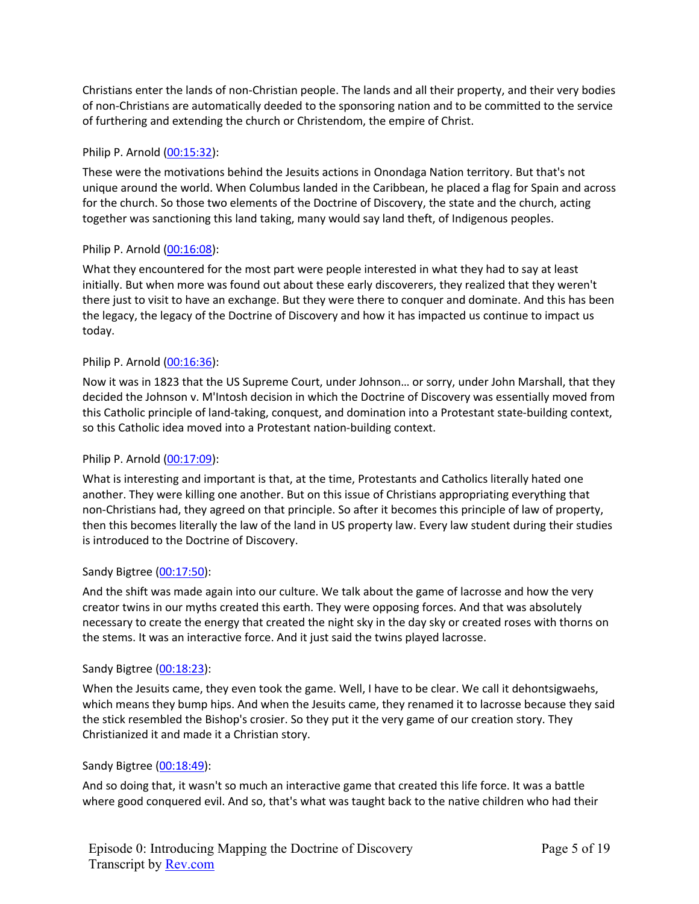Christians enter the lands of non-Christian people. The lands and all their property, and their very bodies of non-Christians are automatically deeded to the sponsoring nation and to be committed to the service of furthering and extending the church or Christendom, the empire of Christ.

Philip P. Arnold (00:15:32):

These were the motivations behind the Jesuits actions in Onondaga Nation territory. But that's not unique around the world. When Columbus landed in the Caribbean, he placed a flag for Spain and across for the church. So those two elements of the Doctrine of Discovery, the state and the church, acting together was sanctioning this land taking, many would say land theft, of Indigenous peoples.

Philip P. Arnold (00:16:08):

What they encountered for the most part were people interested in what they had to say at least initially. But when more was found out about these early discoverers, they realized that they weren't there just to visit to have an exchange. But they were there to conquer and dominate. And this has been the legacy, the legacy of the Doctrine of Discovery and how it has impacted us continue to impact us today.

Philip P. Arnold (00:16:36):

Now it was in 1823 that the US Supreme Court, under Johnson… or sorry, under John Marshall, that they decided the Johnson v. M'Intosh decision in which the Doctrine of Discovery was essentially moved from this Catholic principle of land-taking, conquest, and domination into a Protestant state-building context, so this Catholic idea moved into a Protestant nation-building context.

Philip P. Arnold (00:17:09):

What is interesting and important is that, at the time, Protestants and Catholics literally hated one another. They were killing one another. But on this issue of Christians appropriating everything that non-Christians had, they agreed on that principle. So after it becomes this principle of law of property, then this becomes literally the law of the land in US property law. Every law student during their studies is introduced to the Doctrine of Discovery.

Sandy Bigtree (00:17:50):

And the shift was made again into our culture. We talk about the game of lacrosse and how the very creator twins in our myths created this earth. They were opposing forces. And that was absolutely necessary to create the energy that created the night sky in the day sky or created roses with thorns on the stems. It was an interactive force. And it just said the twins played lacrosse.

Sandy Bigtree (00:18:23):

When the Jesuits came, they even took the game. Well, I have to be clear. We call it dehontsigwaehs, which means they bump hips. And when the Jesuits came, they renamed it to lacrosse because they said the stick resembled the Bishop's crosier. So they put it the very game of our creation story. They Christianized it and made it a Christian story.

Sandy Bigtree (00:18:49):

And so doing that, it wasn't so much an interactive game that created this life force. It was a battle where good conquered evil. And so, that's what was taught back to the native children who had their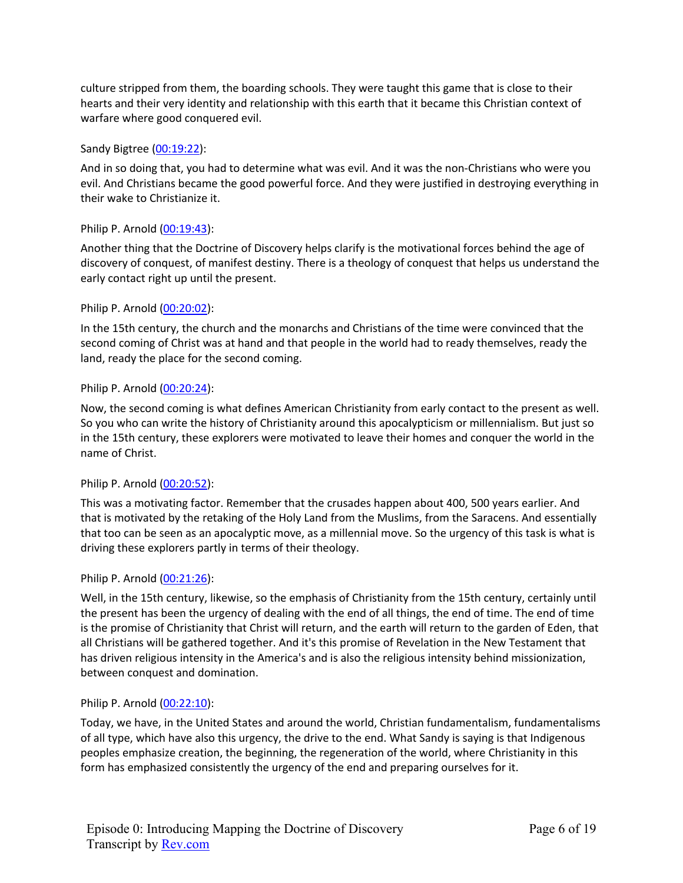culture stripped from them, the boarding schools. They were taught this game that is close to their hearts and their very identity and relationship with this earth that it became this Christian context of warfare where good conquered evil.

Sandy Bigtree ([00:19:22](https://www.rev.com)):

And in so doing that, you had to determine what was evil. And it was the non-Christians who were you evil. And Christians became the good powerful force. And they were justified in destroying everything in their wake to Christianize it.

Philip P. Arnold ([00:19:43](https://www.rev.com)):

Another thing that the Doctrine of Discovery helps clarify is the motivational forces behind the age of discovery of conquest, of manifest destiny. There is a theology of conquest that helps us understand the early contact right up until the present.

Philip P. Arnold ([00:20:02](https://www.rev.com)):

In the 15th century, the church and the monarchs and Christians of the time were convinced that the second coming of Christ was at hand and that people in the world had to ready themselves, ready the land, ready the place for the second coming.

Philip P. Arnold ([00:20:24](https://www.rev.com)):

Now, the second coming is what defines American Christianity from early contact to the present as well. So you who can write the history of Christianity around this apocalypticism or millennialism. But just so in the 15th century, these explorers were motivated to leave their homes and conquer the world in the name of Christ.

Philip P. Arnold ([00:20:52](https://www.rev.com)):

This was a motivating factor. Remember that the crusades happen about 400, 500 years earlier. And that is motivated by the retaking of the Holy Land from the Muslims, from the Saracens. And essentially that too can be seen as an apocalyptic move, as a millennial move. So the urgency of this task is what is driving these explorers partly in terms of their theology.

Philip P. Arnold ([00:21:26](https://www.rev.com)):

Well, in the 15th century, likewise, so the emphasis of Christianity from the 15th century, certainly until the present has been the urgency of dealing with the end of all things, the end of time. The end of time is the promise of Christianity that Christ will return, and the earth will return to the garden of Eden, that all Christians will be gathered together. And it's this promise of Revelation in the New Testament that has driven religious intensity in the America's and is also the religious intensity behind missionization, between conquest and domination.

Philip P. Arnold ([00:22:10](https://www.rev.com)):

Today, we have, in the United States and around the world, Christian fundamentalism, fundamentalisms of all type, which have also this urgency, the drive to the end. What Sandy is saying is that Indigenous peoples emphasize creation, the beginning, the regeneration of the world, where Christianity in this form has emphasized consistently the urgency of the end and preparing ourselves for it.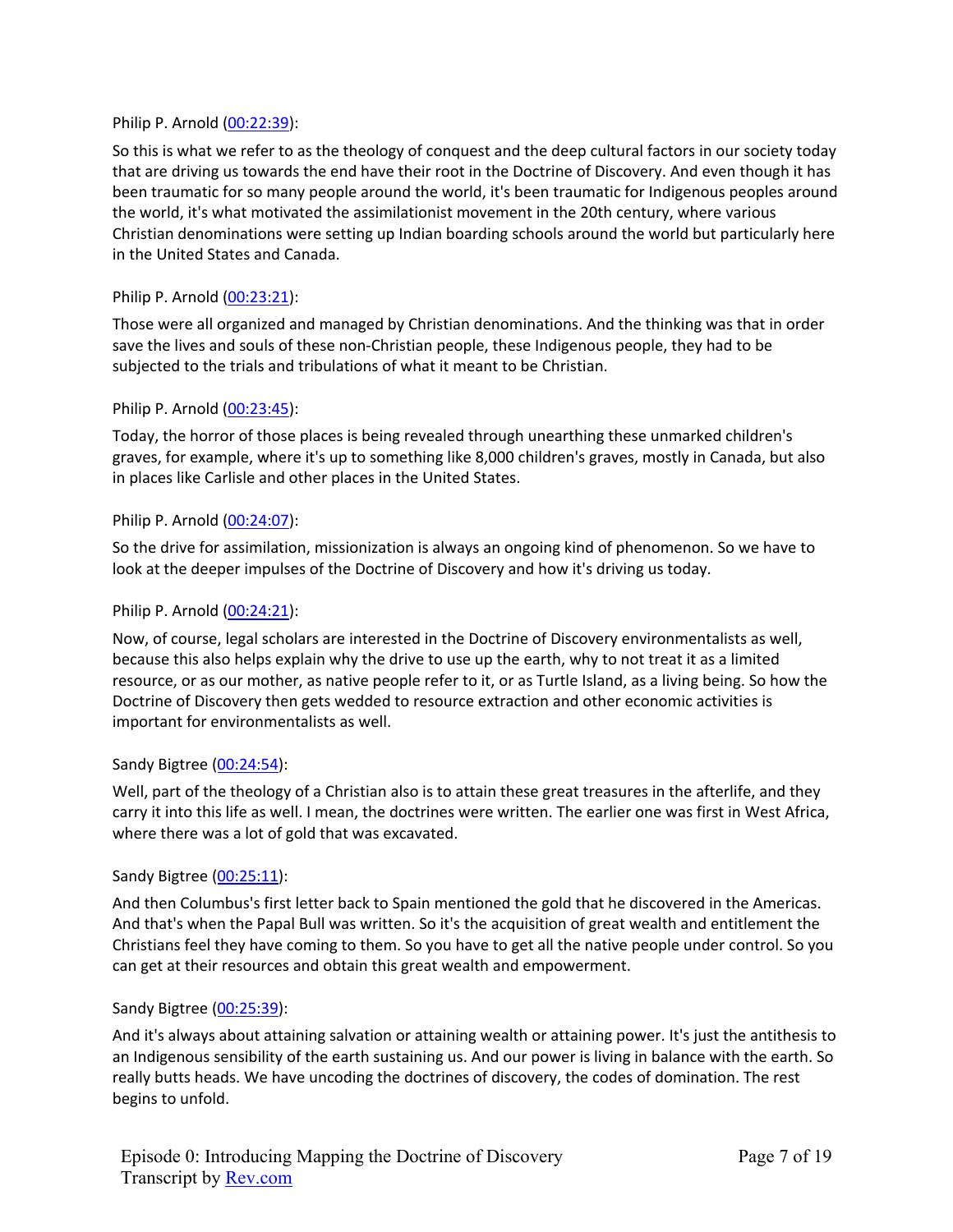Philip P. Arnold ([00:22:39]()):

So this is what we refer to as the theology of conquest and the deep cultural factors in our society today that are driving us towards the end have their root in the Doctrine of Discovery. And even though it has been traumatic for so many people around the world, it's been traumatic for Indigenous peoples around the world, it's what motivated the assimilationist movement in the 20th century, where various Christian denominations were setting up Indian boarding schools around the world but particularly here in the United States and Canada.

Philip P. Arnold ([00:23:21]()):

Those were all organized and managed by Christian denominations. And the thinking was that in order save the lives and souls of these non-Christian people, these Indigenous people, they had to be subjected to the trials and tribulations of what it meant to be Christian.

Philip P. Arnold ([00:23:45]()):

Today, the horror of those places is being revealed through unearthing these unmarked children's graves, for example, where it's up to something like 8,000 children's graves, mostly in Canada, but also in places like Carlisle and other places in the United States.

Philip P. Arnold ([00:24:07]()):

So the drive for assimilation, missionization is always an ongoing kind of phenomenon. So we have to look at the deeper impulses of the Doctrine of Discovery and how it's driving us today.

Philip P. Arnold ([00:24:21]()):

Now, of course, legal scholars are interested in the Doctrine of Discovery environmentalists as well, because this also helps explain why the drive to use up the earth, why to not treat it as a limited resource, or as our mother, as native people refer to it, or as Turtle Island, as a living being. So how the Doctrine of Discovery then gets wedded to resource extraction and other economic activities is important for environmentalists as well.

Sandy Bigtree ([00:24:54]()):

Well, part of the theology of a Christian also is to attain these great treasures in the afterlife, and they carry it into this life as well. I mean, the doctrines were written. The earlier one was first in West Africa, where there was a lot of gold that was excavated.

Sandy Bigtree ([00:25:11]()):

And then Columbus's first letter back to Spain mentioned the gold that he discovered in the Americas. And that's when the Papal Bull was written. So it's the acquisition of great wealth and entitlement the Christians feel they have coming to them. So you have to get all the native people under control. So you can get at their resources and obtain this great wealth and empowerment.

Sandy Bigtree ([00:25:39]()):

And it's always about attaining salvation or attaining wealth or attaining power. It's just the antithesis to an Indigenous sensibility of the earth sustaining us. And our power is living in balance with the earth. So really butts heads. We have uncoding the doctrines of discovery, the codes of domination. The rest begins to unfold.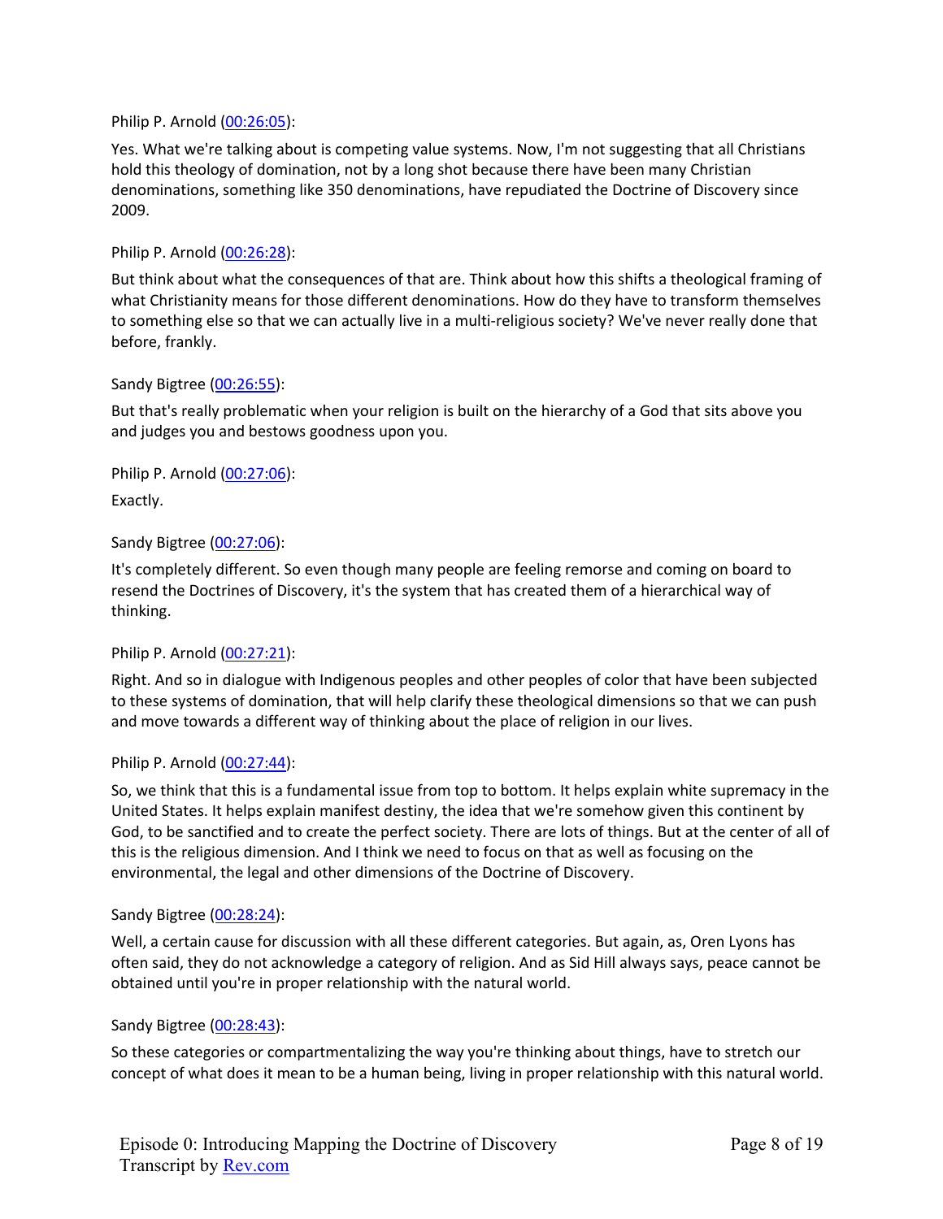Philip P. Arnold ([00:26:05](#)):

Yes. What we're talking about is competing value systems. Now, I'm not suggesting that all Christians hold this theology of domination, not by a long shot because there have been many Christian denominations, something like 350 denominations, have repudiated the Doctrine of Discovery since 2009.

Philip P. Arnold ([00:26:28](#)):

But think about what the consequences of that are. Think about how this shifts a theological framing of what Christianity means for those different denominations. How do they have to transform themselves to something else so that we can actually live in a multi-religious society? We've never really done that before, frankly.

Sandy Bigtree ([00:26:55](#)):

But that's really problematic when your religion is built on the hierarchy of a God that sits above you and judges you and bestows goodness upon you.

Philip P. Arnold ([00:27:06](#)):

Exactly.

Sandy Bigtree ([00:27:06](#)):

It's completely different. So even though many people are feeling remorse and coming on board to resend the Doctrines of Discovery, it's the system that has created them of a hierarchical way of thinking.

Philip P. Arnold ([00:27:21](#)):

Right. And so in dialogue with Indigenous peoples and other peoples of color that have been subjected to these systems of domination, that will help clarify these theological dimensions so that we can push and move towards a different way of thinking about the place of religion in our lives.

Philip P. Arnold ([00:27:44](#)):

So, we think that this is a fundamental issue from top to bottom. It helps explain white supremacy in the United States. It helps explain manifest destiny, the idea that we're somehow given this continent by God, to be sanctified and to create the perfect society. There are lots of things. But at the center of all of this is the religious dimension. And I think we need to focus on that as well as focusing on the environmental, the legal and other dimensions of the Doctrine of Discovery.

Sandy Bigtree ([00:28:24](#)):

Well, a certain cause for discussion with all these different categories. But again, as, Oren Lyons has often said, they do not acknowledge a category of religion. And as Sid Hill always says, peace cannot be obtained until you're in proper relationship with the natural world.

Sandy Bigtree ([00:28:43](#)):

So these categories or compartmentalizing the way you're thinking about things, have to stretch our concept of what does it mean to be a human being, living in proper relationship with this natural world.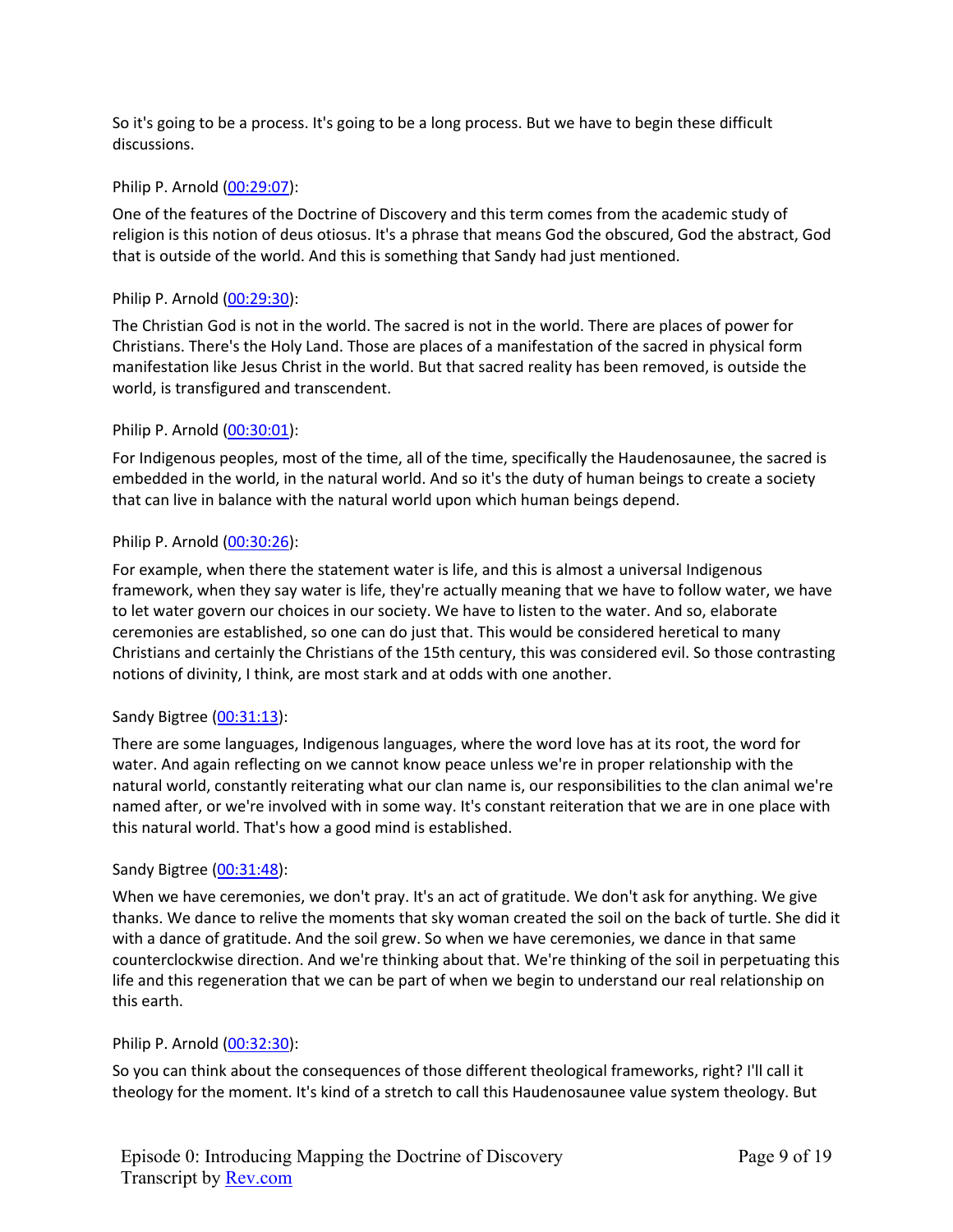So it's going to be a process. It's going to be a long process. But we have to begin these difficult discussions.

Philip P. Arnold ([00:29:07](#)):

One of the features of the Doctrine of Discovery and this term comes from the academic study of religion is this notion of deus otiosus. It's a phrase that means God the obscured, God the abstract, God that is outside of the world. And this is something that Sandy had just mentioned.

Philip P. Arnold ([00:29:30](#)):

The Christian God is not in the world. The sacred is not in the world. There are places of power for Christians. There's the Holy Land. Those are places of a manifestation of the sacred in physical form manifestation like Jesus Christ in the world. But that sacred reality has been removed, is outside the world, is transfigured and transcendent.

Philip P. Arnold ([00:30:01](#)):

For Indigenous peoples, most of the time, all of the time, specifically the Haudenosaunee, the sacred is embedded in the world, in the natural world. And so it's the duty of human beings to create a society that can live in balance with the natural world upon which human beings depend.

Philip P. Arnold ([00:30:26](#)):

For example, when there the statement water is life, and this is almost a universal Indigenous framework, when they say water is life, they're actually meaning that we have to follow water, we have to let water govern our choices in our society. We have to listen to the water. And so, elaborate ceremonies are established, so one can do just that. This would be considered heretical to many Christians and certainly the Christians of the 15th century, this was considered evil. So those contrasting notions of divinity, I think, are most stark and at odds with one another.

Sandy Bigtree ([00:31:13](#)):

There are some languages, Indigenous languages, where the word love has at its root, the word for water. And again reflecting on we cannot know peace unless we're in proper relationship with the natural world, constantly reiterating what our clan name is, our responsibilities to the clan animal we're named after, or we're involved with in some way. It's constant reiteration that we are in one place with this natural world. That's how a good mind is established.

Sandy Bigtree ([00:31:48](#)):

When we have ceremonies, we don't pray. It's an act of gratitude. We don't ask for anything. We give thanks. We dance to relive the moments that sky woman created the soil on the back of turtle. She did it with a dance of gratitude. And the soil grew. So when we have ceremonies, we dance in that same counterclockwise direction. And we're thinking about that. We're thinking of the soil in perpetuating this life and this regeneration that we can be part of when we begin to understand our real relationship on this earth.

Philip P. Arnold ([00:32:30](#)):

So you can think about the consequences of those different theological frameworks, right? I'll call it theology for the moment. It's kind of a stretch to call this Haudenosaunee value system theology. But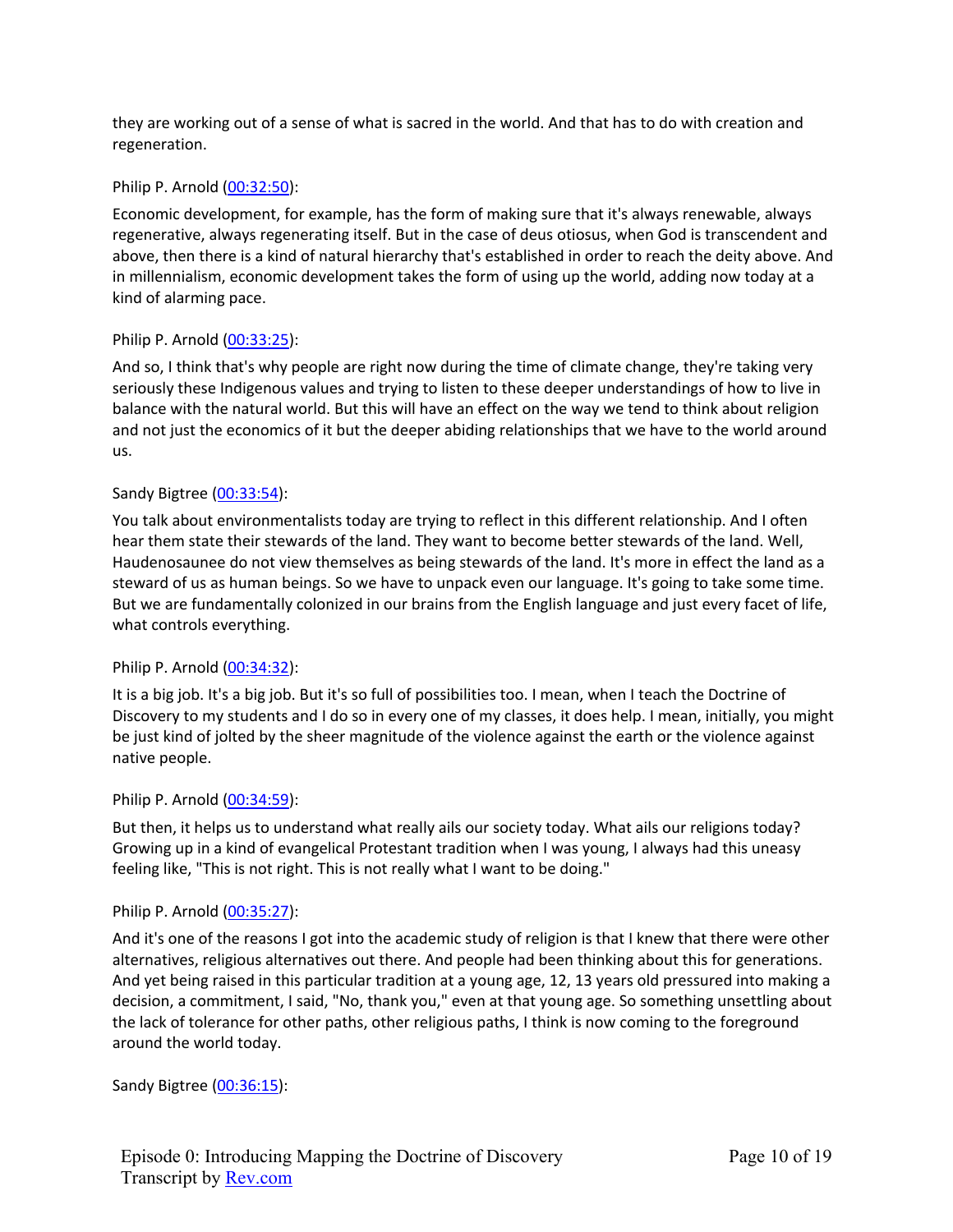they are working out of a sense of what is sacred in the world. And that has to do with creation and regeneration.

Philip P. Arnold (00:32:50):

Economic development, for example, has the form of making sure that it's always renewable, always regenerative, always regenerating itself. But in the case of deus otiosus, when God is transcendent and above, then there is a kind of natural hierarchy that's established in order to reach the deity above. And in millennialism, economic development takes the form of using up the world, adding now today at a kind of alarming pace.

Philip P. Arnold (00:33:25):

And so, I think that's why people are right now during the time of climate change, they're taking very seriously these Indigenous values and trying to listen to these deeper understandings of how to live in balance with the natural world. But this will have an effect on the way we tend to think about religion and not just the economics of it but the deeper abiding relationships that we have to the world around us.

Sandy Bigtree (00:33:54):

You talk about environmentalists today are trying to reflect in this different relationship. And I often hear them state their stewards of the land. They want to become better stewards of the land. Well, Haudenosaunee do not view themselves as being stewards of the land. It's more in effect the land as a steward of us as human beings. So we have to unpack even our language. It's going to take some time. But we are fundamentally colonized in our brains from the English language and just every facet of life, what controls everything.

Philip P. Arnold (00:34:32):

It is a big job. It's a big job. But it's so full of possibilities too. I mean, when I teach the Doctrine of Discovery to my students and I do so in every one of my classes, it does help. I mean, initially, you might be just kind of jolted by the sheer magnitude of the violence against the earth or the violence against native people.

Philip P. Arnold (00:34:59):

But then, it helps us to understand what really ails our society today. What ails our religions today? Growing up in a kind of evangelical Protestant tradition when I was young, I always had this uneasy feeling like, "This is not right. This is not really what I want to be doing."

Philip P. Arnold (00:35:27):

And it's one of the reasons I got into the academic study of religion is that I knew that there were other alternatives, religious alternatives out there. And people had been thinking about this for generations. And yet being raised in this particular tradition at a young age, 12, 13 years old pressured into making a decision, a commitment, I said, "No, thank you," even at that young age. So something unsettling about the lack of tolerance for other paths, other religious paths, I think is now coming to the foreground around the world today.

Sandy Bigtree (00:36:15):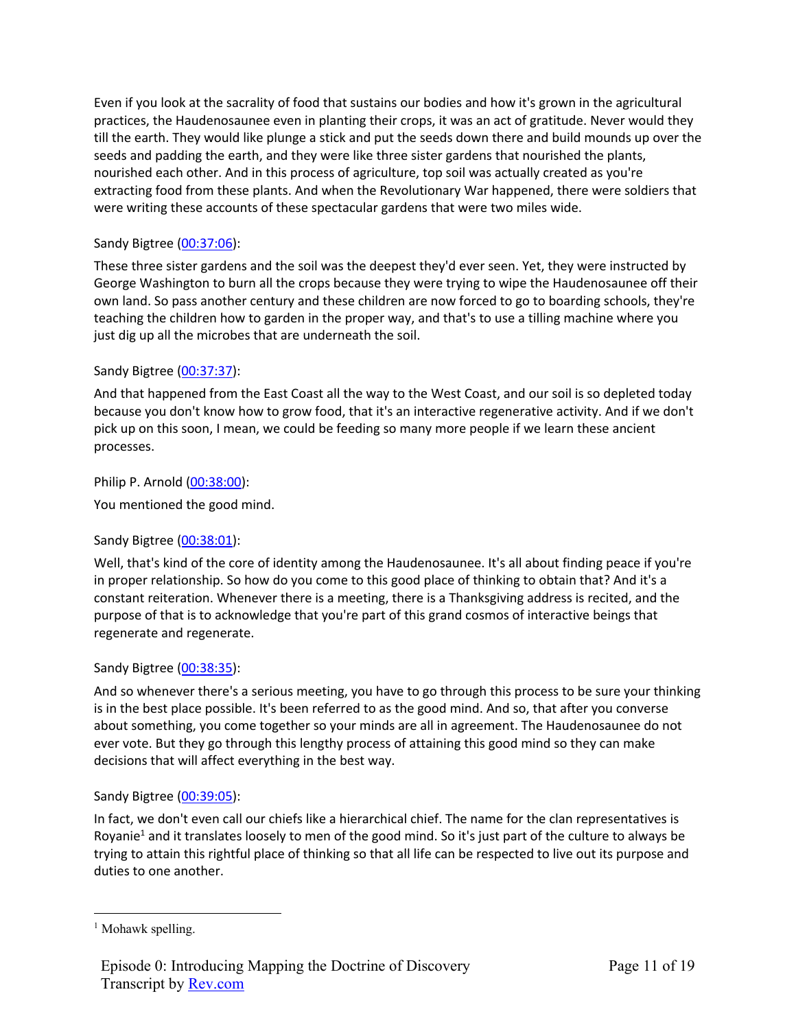Even if you look at the sacrality of food that sustains our bodies and how it's grown in the agricultural practices, the Haudenosaunee even in planting their crops, it was an act of gratitude. Never would they till the earth. They would like plunge a stick and put the seeds down there and build mounds up over the seeds and padding the earth, and they were like three sister gardens that nourished the plants, nourished each other. And in this process of agriculture, top soil was actually created as you're extracting food from these plants. And when the Revolutionary War happened, there were soldiers that were writing these accounts of these spectacular gardens that were two miles wide.

Sandy Bigtree (00:37:06):

These three sister gardens and the soil was the deepest they'd ever seen. Yet, they were instructed by George Washington to burn all the crops because they were trying to wipe the Haudenosaunee off their own land. So pass another century and these children are now forced to go to boarding schools, they're teaching the children how to garden in the proper way, and that's to use a tilling machine where you just dig up all the microbes that are underneath the soil.

Sandy Bigtree (00:37:37):

And that happened from the East Coast all the way to the West Coast, and our soil is so depleted today because you don't know how to grow food, that it's an interactive regenerative activity. And if we don't pick up on this soon, I mean, we could be feeding so many more people if we learn these ancient processes.

Philip P. Arnold (00:38:00):

You mentioned the good mind.

Sandy Bigtree (00:38:01):

Well, that's kind of the core of identity among the Haudenosaunee. It's all about finding peace if you're in proper relationship. So how do you come to this good place of thinking to obtain that? And it's a constant reiteration. Whenever there is a meeting, there is a Thanksgiving address is recited, and the purpose of that is to acknowledge that you're part of this grand cosmos of interactive beings that regenerate and regenerate.

Sandy Bigtree (00:38:35):

And so whenever there's a serious meeting, you have to go through this process to be sure your thinking is in the best place possible. It's been referred to as the good mind. And so, that after you converse about something, you come together so your minds are all in agreement. The Haudenosaunee do not ever vote. But they go through this lengthy process of attaining this good mind so they can make decisions that will affect everything in the best way.

Sandy Bigtree (00:39:05):

In fact, we don't even call our chiefs like a hierarchical chief. The name for the clan representatives is Royanie[1] and it translates loosely to men of the good mind. So it's just part of the culture to always be trying to attain this rightful place of thinking so that all life can be respected to live out its purpose and duties to one another.

---

[1] Mohawk spelling.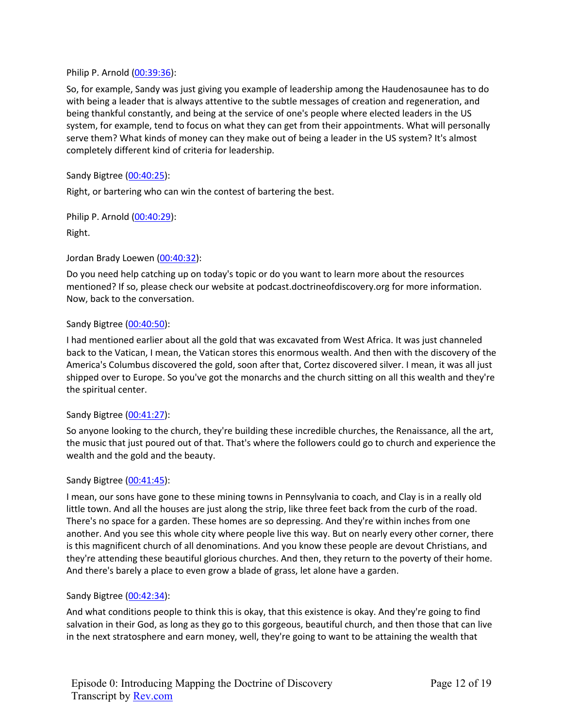Philip P. Arnold ([00:39:36](https://www.rev.com/transcript-editor/Edit?token=&loadFrom=DocumentDeeplink&ts=2376.29)):

So, for example, Sandy was just giving you example of leadership among the Haudenosaunee has to do with being a leader that is always attentive to the subtle messages of creation and regeneration, and being thankful constantly, and being at the service of one's people where elected leaders in the US system, for example, tend to focus on what they can get from their appointments. What will personally serve them? What kinds of money can they make out of being a leader in the US system? It's almost completely different kind of criteria for leadership.

Sandy Bigtree ([00:40:25](https://www.rev.com/transcript-editor/Edit?token=&loadFrom=DocumentDeeplink&ts=2425.06)):

Right, or bartering who can win the contest of bartering the best.

Philip P. Arnold ([00:40:29](https://www.rev.com/transcript-editor/Edit?token=&loadFrom=DocumentDeeplink&ts=2429.89)):

Right.

Jordan Brady Loewen ([00:40:32](https://www.rev.com/transcript-editor/Edit?token=&loadFrom=DocumentDeeplink&ts=2432.42)):

Do you need help catching up on today's topic or do you want to learn more about the resources mentioned? If so, please check our website at podcast.doctrineofdiscovery.org for more information. Now, back to the conversation.

Sandy Bigtree ([00:40:50](https://www.rev.com/transcript-editor/Edit?token=&loadFrom=DocumentDeeplink&ts=2450.61)):

I had mentioned earlier about all the gold that was excavated from West Africa. It was just channeled back to the Vatican, I mean, the Vatican stores this enormous wealth. And then with the discovery of the America's Columbus discovered the gold, soon after that, Cortez discovered silver. I mean, it was all just shipped over to Europe. So you've got the monarchs and the church sitting on all this wealth and they're the spiritual center.

Sandy Bigtree ([00:41:27](https://www.rev.com/transcript-editor/Edit?token=&loadFrom=DocumentDeeplink&ts=2487.21)):

So anyone looking to the church, they're building these incredible churches, the Renaissance, all the art, the music that just poured out of that. That's where the followers could go to church and experience the wealth and the gold and the beauty.

Sandy Bigtree ([00:41:45](https://www.rev.com/transcript-editor/Edit?token=&loadFrom=DocumentDeeplink&ts=2505.75)):

I mean, our sons have gone to these mining towns in Pennsylvania to coach, and Clay is in a really old little town. And all the houses are just along the strip, like three feet back from the curb of the road. There's no space for a garden. These homes are so depressing. And they're within inches from one another. And you see this whole city where people live this way. But on nearly every other corner, there is this magnificent church of all denominations. And you know these people are devout Christians, and they're attending these beautiful glorious churches. And then, they return to the poverty of their home. And there's barely a place to even grow a blade of grass, let alone have a garden.

Sandy Bigtree ([00:42:34](https://www.rev.com/transcript-editor/Edit?token=&loadFrom=DocumentDeeplink&ts=2554.02)):

And what conditions people to think this is okay, that this existence is okay. And they're going to find salvation in their God, as long as they go to this gorgeous, beautiful church, and then those that can live in the next stratosphere and earn money, well, they're going to want to be attaining the wealth that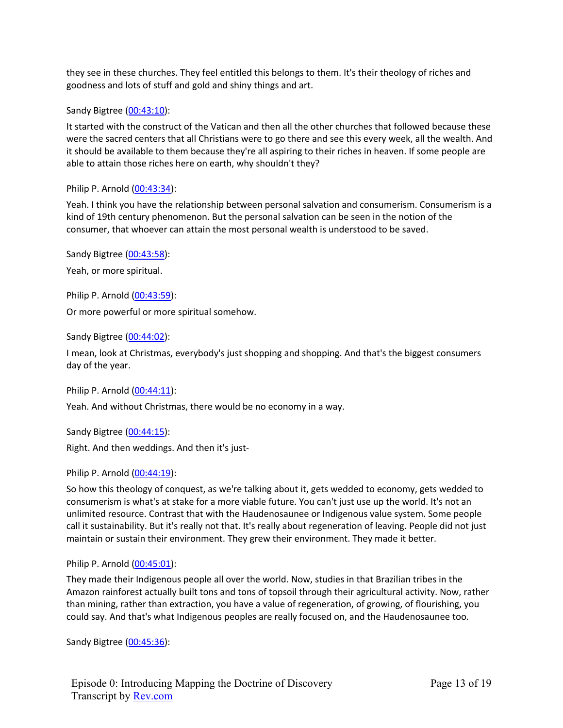they see in these churches. They feel entitled this belongs to them. It's their theology of riches and goodness and lots of stuff and gold and shiny things and art.

Sandy Bigtree ([00:43:10]()):

It started with the construct of the Vatican and then all the other churches that followed because these were the sacred centers that all Christians were to go there and see this every week, all the wealth. And it should be available to them because they're all aspiring to their riches in heaven. If some people are able to attain those riches here on earth, why shouldn't they?

Philip P. Arnold ([00:43:34]()):

Yeah. I think you have the relationship between personal salvation and consumerism. Consumerism is a kind of 19th century phenomenon. But the personal salvation can be seen in the notion of the consumer, that whoever can attain the most personal wealth is understood to be saved.

Sandy Bigtree ([00:43:58]()):

Yeah, or more spiritual.

Philip P. Arnold ([00:43:59]()):

Or more powerful or more spiritual somehow.

Sandy Bigtree ([00:44:02]()):

I mean, look at Christmas, everybody's just shopping and shopping. And that's the biggest consumers day of the year.

Philip P. Arnold ([00:44:11]()):

Yeah. And without Christmas, there would be no economy in a way.

Sandy Bigtree ([00:44:15]()):

Right. And then weddings. And then it's just-

Philip P. Arnold ([00:44:19]()):

So how this theology of conquest, as we're talking about it, gets wedded to economy, gets wedded to consumerism is what's at stake for a more viable future. You can't just use up the world. It's not an unlimited resource. Contrast that with the Haudenosaunee or Indigenous value system. Some people call it sustainability. But it's really not that. It's really about regeneration of leaving. People did not just maintain or sustain their environment. They grew their environment. They made it better.

Philip P. Arnold ([00:45:01]()):

They made their Indigenous people all over the world. Now, studies in that Brazilian tribes in the Amazon rainforest actually built tons and tons of topsoil through their agricultural activity. Now, rather than mining, rather than extraction, you have a value of regeneration, of growing, of flourishing, you could say. And that's what Indigenous peoples are really focused on, and the Haudenosaunee too.

Sandy Bigtree ([00:45:36]()):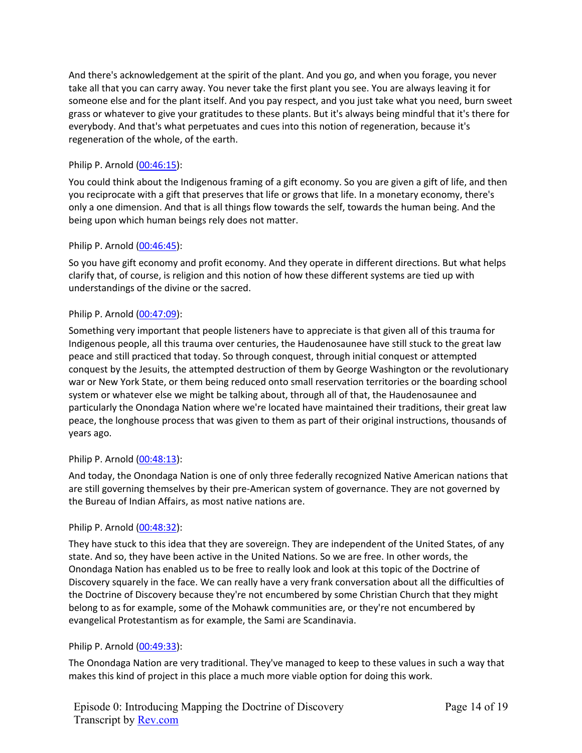And there's acknowledgement at the spirit of the plant. And you go, and when you forage, you never take all that you can carry away. You never take the first plant you see. You are always leaving it for someone else and for the plant itself. And you pay respect, and you just take what you need, burn sweet grass or whatever to give your gratitudes to these plants. But it's always being mindful that it's there for everybody. And that's what perpetuates and cues into this notion of regeneration, because it's regeneration of the whole, of the earth.

Philip P. Arnold (00:46:15):

You could think about the Indigenous framing of a gift economy. So you are given a gift of life, and then you reciprocate with a gift that preserves that life or grows that life. In a monetary economy, there's only a one dimension. And that is all things flow towards the self, towards the human being. And the being upon which human beings rely does not matter.

Philip P. Arnold (00:46:45):

So you have gift economy and profit economy. And they operate in different directions. But what helps clarify that, of course, is religion and this notion of how these different systems are tied up with understandings of the divine or the sacred.

Philip P. Arnold (00:47:09):

Something very important that people listeners have to appreciate is that given all of this trauma for Indigenous people, all this trauma over centuries, the Haudenosaunee have still stuck to the great law peace and still practiced that today. So through conquest, through initial conquest or attempted conquest by the Jesuits, the attempted destruction of them by George Washington or the revolutionary war or New York State, or them being reduced onto small reservation territories or the boarding school system or whatever else we might be talking about, through all of that, the Haudenosaunee and particularly the Onondaga Nation where we're located have maintained their traditions, their great law peace, the longhouse process that was given to them as part of their original instructions, thousands of years ago.

Philip P. Arnold (00:48:13):

And today, the Onondaga Nation is one of only three federally recognized Native American nations that are still governing themselves by their pre-American system of governance. They are not governed by the Bureau of Indian Affairs, as most native nations are.

Philip P. Arnold (00:48:32):

They have stuck to this idea that they are sovereign. They are independent of the United States, of any state. And so, they have been active in the United Nations. So we are free. In other words, the Onondaga Nation has enabled us to be free to really look and look at this topic of the Doctrine of Discovery squarely in the face. We can really have a very frank conversation about all the difficulties of the Doctrine of Discovery because they're not encumbered by some Christian Church that they might belong to as for example, some of the Mohawk communities are, or they're not encumbered by evangelical Protestantism as for example, the Sami are Scandinavia.

Philip P. Arnold (00:49:33):

The Onondaga Nation are very traditional. They've managed to keep to these values in such a way that makes this kind of project in this place a much more viable option for doing this work.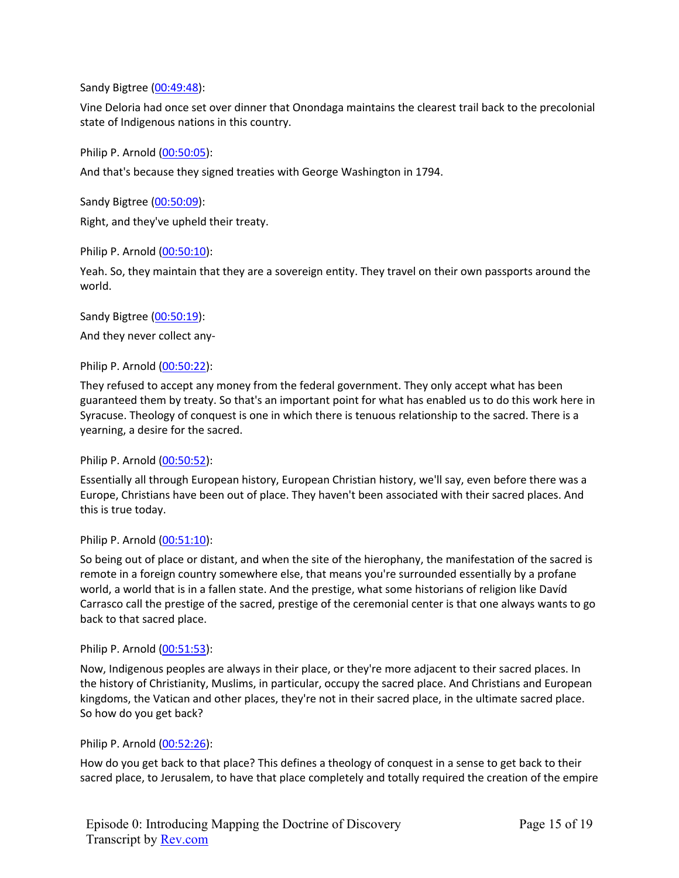Sandy Bigtree ([00:49:48](https://www.rev.com/transcript-editor/Edit?token=)):

Vine Deloria had once set over dinner that Onondaga maintains the clearest trail back to the precolonial state of Indigenous nations in this country.

Philip P. Arnold ([00:50:05]()):

And that's because they signed treaties with George Washington in 1794.

Sandy Bigtree ([00:50:09]()):

Right, and they've upheld their treaty.

Philip P. Arnold ([00:50:10]()):

Yeah. So, they maintain that they are a sovereign entity. They travel on their own passports around the world.

Sandy Bigtree ([00:50:19]()):

And they never collect any-

Philip P. Arnold ([00:50:22]()):

They refused to accept any money from the federal government. They only accept what has been guaranteed them by treaty. So that's an important point for what has enabled us to do this work here in Syracuse. Theology of conquest is one in which there is tenuous relationship to the sacred. There is a yearning, a desire for the sacred.

Philip P. Arnold ([00:50:52]()):

Essentially all through European history, European Christian history, we'll say, even before there was a Europe, Christians have been out of place. They haven't been associated with their sacred places. And this is true today.

Philip P. Arnold ([00:51:10]()):

So being out of place or distant, and when the site of the hierophany, the manifestation of the sacred is remote in a foreign country somewhere else, that means you're surrounded essentially by a profane world, a world that is in a fallen state. And the prestige, what some historians of religion like Davíd Carrasco call the prestige of the sacred, prestige of the ceremonial center is that one always wants to go back to that sacred place.

Philip P. Arnold ([00:51:53]()):

Now, Indigenous peoples are always in their place, or they're more adjacent to their sacred places. In the history of Christianity, Muslims, in particular, occupy the sacred place. And Christians and European kingdoms, the Vatican and other places, they're not in their sacred place, in the ultimate sacred place. So how do you get back?

Philip P. Arnold ([00:52:26]()):

How do you get back to that place? This defines a theology of conquest in a sense to get back to their sacred place, to Jerusalem, to have that place completely and totally required the creation of the empire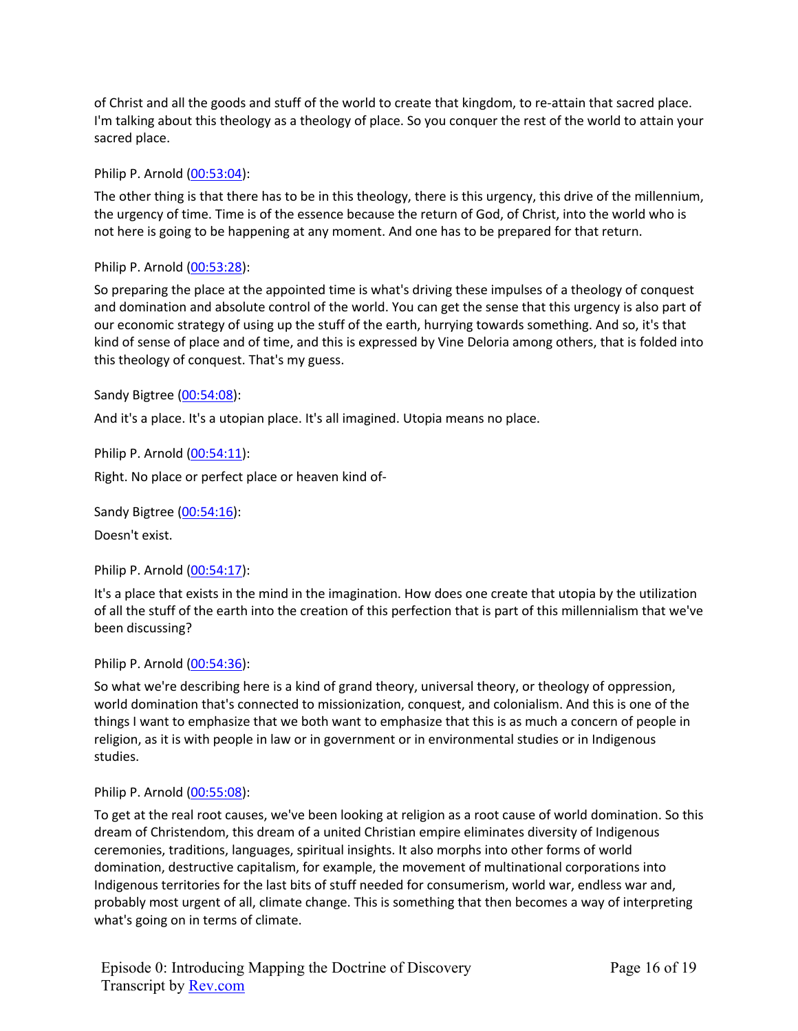of Christ and all the goods and stuff of the world to create that kingdom, to re-attain that sacred place. I'm talking about this theology as a theology of place. So you conquer the rest of the world to attain your sacred place.

Philip P. Arnold (00:53:04):

The other thing is that there has to be in this theology, there is this urgency, this drive of the millennium, the urgency of time. Time is of the essence because the return of God, of Christ, into the world who is not here is going to be happening at any moment. And one has to be prepared for that return.

Philip P. Arnold (00:53:28):

So preparing the place at the appointed time is what's driving these impulses of a theology of conquest and domination and absolute control of the world. You can get the sense that this urgency is also part of our economic strategy of using up the stuff of the earth, hurrying towards something. And so, it's that kind of sense of place and of time, and this is expressed by Vine Deloria among others, that is folded into this theology of conquest. That's my guess.

Sandy Bigtree (00:54:08):

And it's a place. It's a utopian place. It's all imagined. Utopia means no place.

Philip P. Arnold (00:54:11):

Right. No place or perfect place or heaven kind of-

Sandy Bigtree (00:54:16):

Doesn't exist.

Philip P. Arnold (00:54:17):

It's a place that exists in the mind in the imagination. How does one create that utopia by the utilization of all the stuff of the earth into the creation of this perfection that is part of this millennialism that we've been discussing?

Philip P. Arnold (00:54:36):

So what we're describing here is a kind of grand theory, universal theory, or theology of oppression, world domination that's connected to missionization, conquest, and colonialism. And this is one of the things I want to emphasize that we both want to emphasize that this is as much a concern of people in religion, as it is with people in law or in government or in environmental studies or in Indigenous studies.

Philip P. Arnold (00:55:08):

To get at the real root causes, we've been looking at religion as a root cause of world domination. So this dream of Christendom, this dream of a united Christian empire eliminates diversity of Indigenous ceremonies, traditions, languages, spiritual insights. It also morphs into other forms of world domination, destructive capitalism, for example, the movement of multinational corporations into Indigenous territories for the last bits of stuff needed for consumerism, world war, endless war and, probably most urgent of all, climate change. This is something that then becomes a way of interpreting what's going on in terms of climate.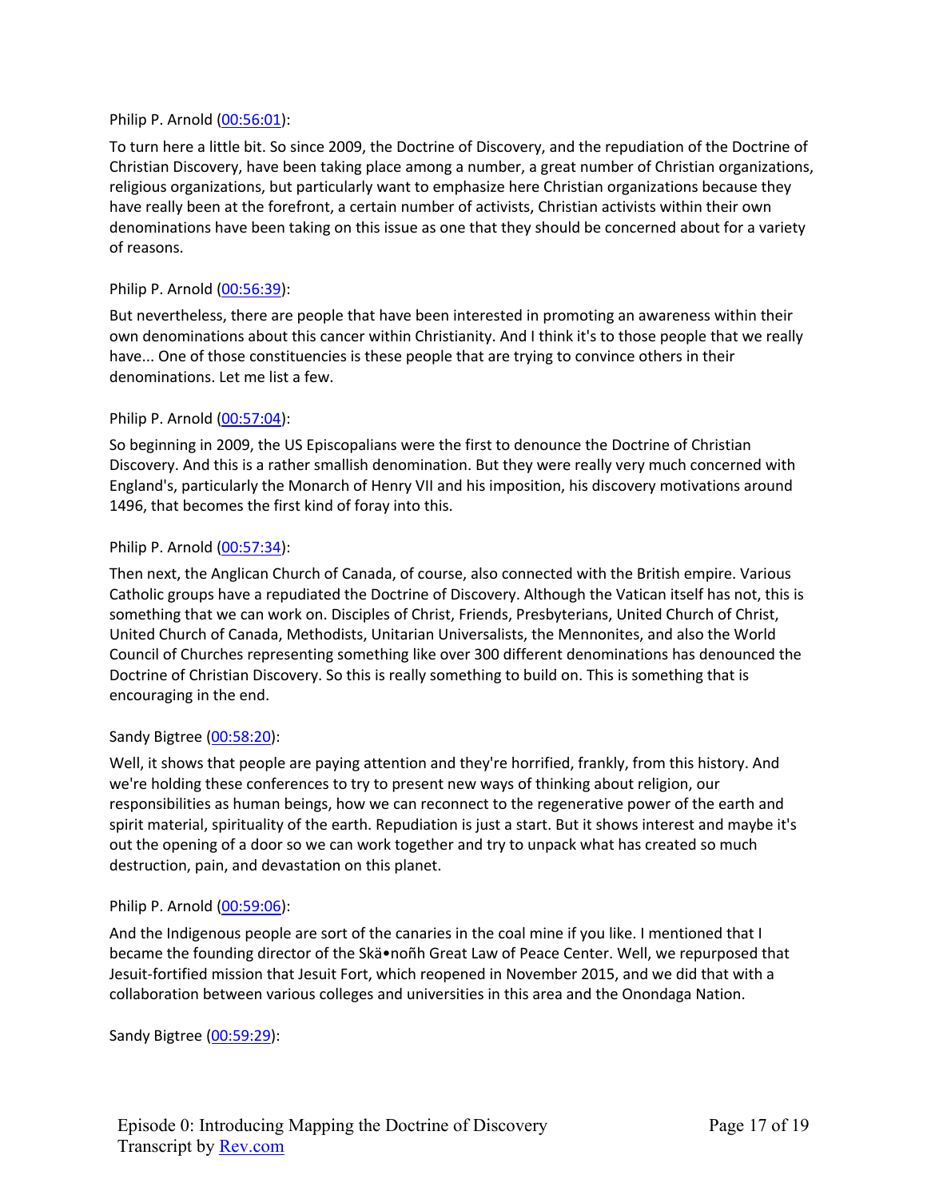Philip P. Arnold ([00:56:01](#)):

To turn here a little bit. So since 2009, the Doctrine of Discovery, and the repudiation of the Doctrine of Christian Discovery, have been taking place among a number, a great number of Christian organizations, religious organizations, but particularly want to emphasize here Christian organizations because they have really been at the forefront, a certain number of activists, Christian activists within their own denominations have been taking on this issue as one that they should be concerned about for a variety of reasons.

Philip P. Arnold ([00:56:39](#)):

But nevertheless, there are people that have been interested in promoting an awareness within their own denominations about this cancer within Christianity. And I think it's to those people that we really have... One of those constituencies is these people that are trying to convince others in their denominations. Let me list a few.

Philip P. Arnold ([00:57:04](#)):

So beginning in 2009, the US Episcopalians were the first to denounce the Doctrine of Christian Discovery. And this is a rather smallish denomination. But they were really very much concerned with England's, particularly the Monarch of Henry VII and his imposition, his discovery motivations around 1496, that becomes the first kind of foray into this.

Philip P. Arnold ([00:57:34](#)):

Then next, the Anglican Church of Canada, of course, also connected with the British empire. Various Catholic groups have a repudiated the Doctrine of Discovery. Although the Vatican itself has not, this is something that we can work on. Disciples of Christ, Friends, Presbyterians, United Church of Christ, United Church of Canada, Methodists, Unitarian Universalists, the Mennonites, and also the World Council of Churches representing something like over 300 different denominations has denounced the Doctrine of Christian Discovery. So this is really something to build on. This is something that is encouraging in the end.

Sandy Bigtree ([00:58:20](#)):

Well, it shows that people are paying attention and they're horrified, frankly, from this history. And we're holding these conferences to try to present new ways of thinking about religion, our responsibilities as human beings, how we can reconnect to the regenerative power of the earth and spirit material, spirituality of the earth. Repudiation is just a start. But it shows interest and maybe it's out the opening of a door so we can work together and try to unpack what has created so much destruction, pain, and devastation on this planet.

Philip P. Arnold ([00:59:06](#)):

And the Indigenous people are sort of the canaries in the coal mine if you like. I mentioned that I became the founding director of the Skä•noñh Great Law of Peace Center. Well, we repurposed that Jesuit-fortified mission that Jesuit Fort, which reopened in November 2015, and we did that with a collaboration between various colleges and universities in this area and the Onondaga Nation.

Sandy Bigtree ([00:59:29](#)):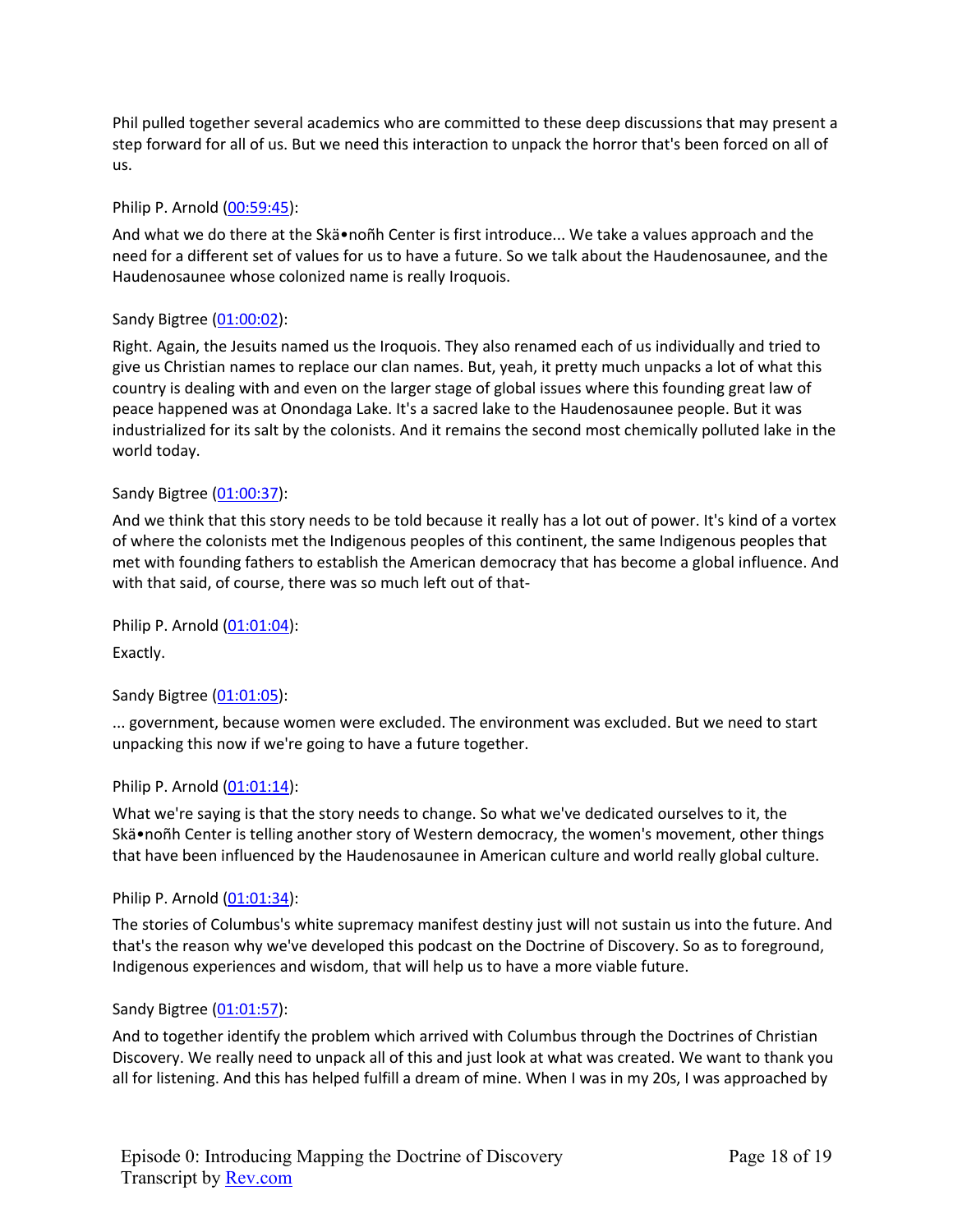Phil pulled together several academics who are committed to these deep discussions that may present a step forward for all of us. But we need this interaction to unpack the horror that's been forced on all of us.

Philip P. Arnold ([00:59:45](#)):

And what we do there at the Skä•noñh Center is first introduce... We take a values approach and the need for a different set of values for us to have a future. So we talk about the Haudenosaunee, and the Haudenosaunee whose colonized name is really Iroquois.

Sandy Bigtree ([01:00:02](#)):

Right. Again, the Jesuits named us the Iroquois. They also renamed each of us individually and tried to give us Christian names to replace our clan names. But, yeah, it pretty much unpacks a lot of what this country is dealing with and even on the larger stage of global issues where this founding great law of peace happened was at Onondaga Lake. It's a sacred lake to the Haudenosaunee people. But it was industrialized for its salt by the colonists. And it remains the second most chemically polluted lake in the world today.

Sandy Bigtree ([01:00:37](#)):

And we think that this story needs to be told because it really has a lot out of power. It's kind of a vortex of where the colonists met the Indigenous peoples of this continent, the same Indigenous peoples that met with founding fathers to establish the American democracy that has become a global influence. And with that said, of course, there was so much left out of that-

Philip P. Arnold ([01:01:04](#)):

Exactly.

Sandy Bigtree ([01:01:05](#)):

... government, because women were excluded. The environment was excluded. But we need to start unpacking this now if we're going to have a future together.

Philip P. Arnold ([01:01:14](#)):

What we're saying is that the story needs to change. So what we've dedicated ourselves to it, the Skä•noñh Center is telling another story of Western democracy, the women's movement, other things that have been influenced by the Haudenosaunee in American culture and world really global culture.

Philip P. Arnold ([01:01:34](#)):

The stories of Columbus's white supremacy manifest destiny just will not sustain us into the future. And that's the reason why we've developed this podcast on the Doctrine of Discovery. So as to foreground, Indigenous experiences and wisdom, that will help us to have a more viable future.

Sandy Bigtree ([01:01:57](#)):

And to together identify the problem which arrived with Columbus through the Doctrines of Christian Discovery. We really need to unpack all of this and just look at what was created. We want to thank you all for listening. And this has helped fulfill a dream of mine. When I was in my 20s, I was approached by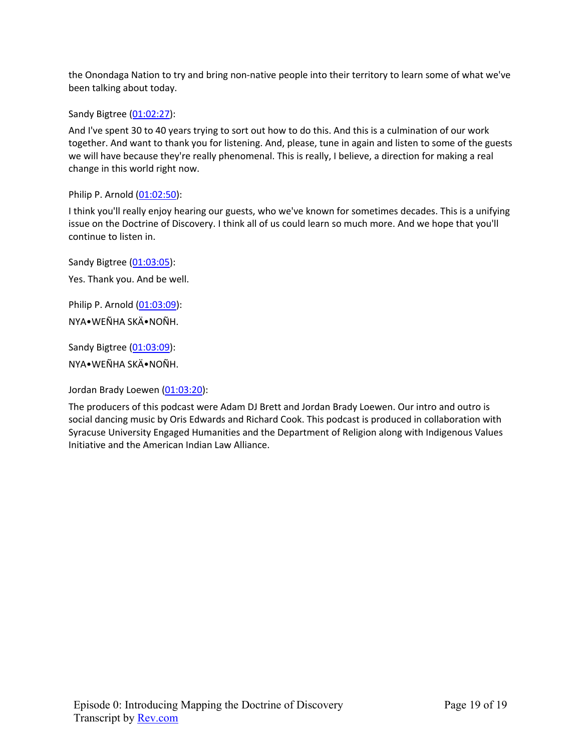the Onondaga Nation to try and bring non-native people into their territory to learn some of what we've been talking about today.

Sandy Bigtree (01:02:27):

And I've spent 30 to 40 years trying to sort out how to do this. And this is a culmination of our work together. And want to thank you for listening. And, please, tune in again and listen to some of the guests we will have because they're really phenomenal. This is really, I believe, a direction for making a real change in this world right now.

Philip P. Arnold (01:02:50):

I think you'll really enjoy hearing our guests, who we've known for sometimes decades. This is a unifying issue on the Doctrine of Discovery. I think all of us could learn so much more. And we hope that you'll continue to listen in.

Sandy Bigtree (01:03:05):

Yes. Thank you. And be well.

Philip P. Arnold (01:03:09):

NYA•WEÑHA SKÄ•NOÑH.

Sandy Bigtree (01:03:09):

NYA•WEÑHA SKÄ•NOÑH.

Jordan Brady Loewen (01:03:20):

The producers of this podcast were Adam DJ Brett and Jordan Brady Loewen. Our intro and outro is social dancing music by Oris Edwards and Richard Cook. This podcast is produced in collaboration with Syracuse University Engaged Humanities and the Department of Religion along with Indigenous Values Initiative and the American Indian Law Alliance.